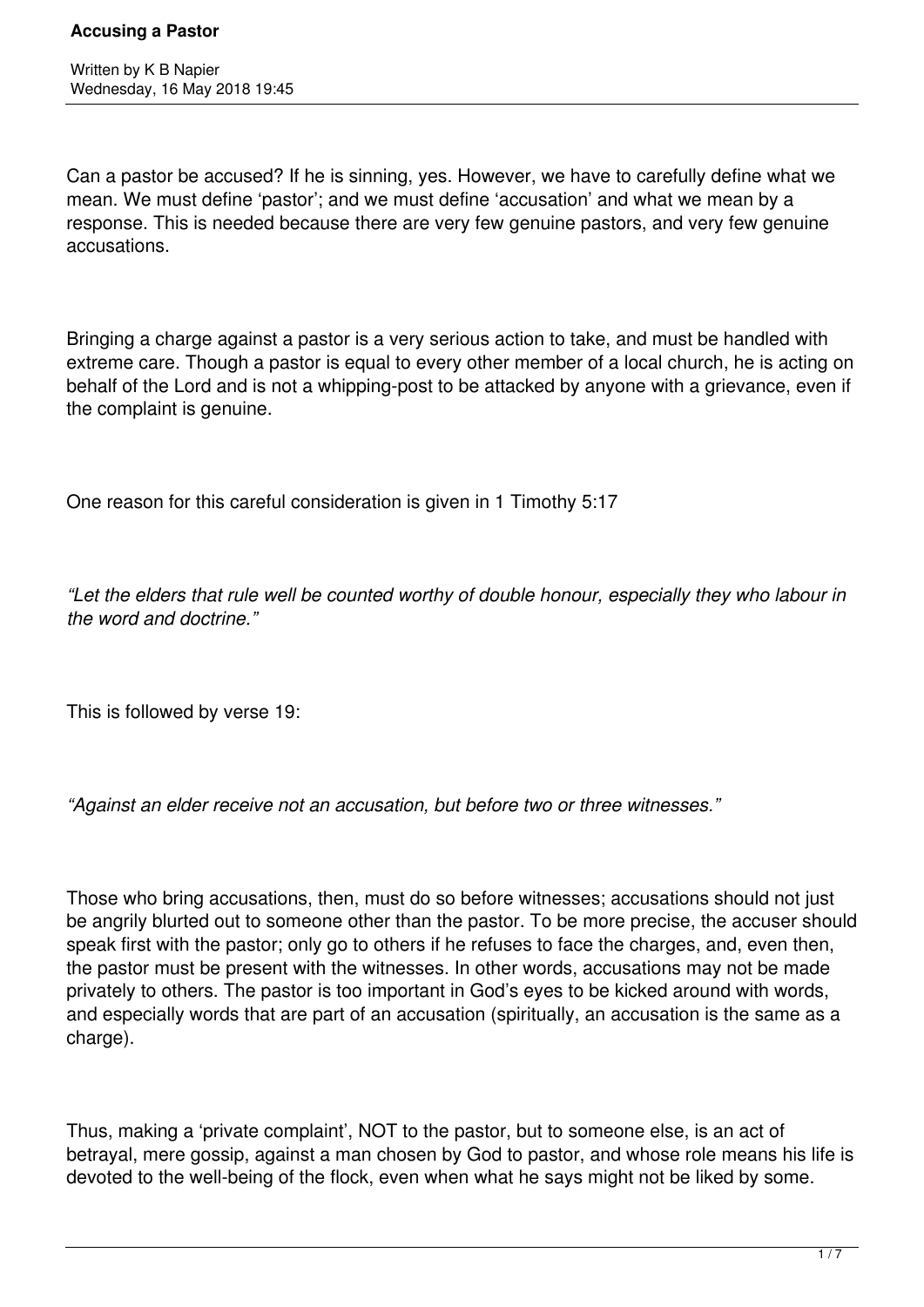# Accusing a Pastor

Written by K B Napier
Wednesday, 16 May 2018 19:45

Can a pastor be accused? If he is sinning, yes. However, we have to carefully define what we mean. We must define 'pastor'; and we must define 'accusation' and what we mean by a response. This is needed because there are very few genuine pastors, and very few genuine accusations.

Bringing a charge against a pastor is a very serious action to take, and must be handled with extreme care. Though a pastor is equal to every other member of a local church, he is acting on behalf of the Lord and is not a whipping-post to be attacked by anyone with a grievance, even if the complaint is genuine.

One reason for this careful consideration is given in 1 Timothy 5:17

*"Let the elders that rule well be counted worthy of double honour, especially they who labour in the word and doctrine."*

This is followed by verse 19:

*"Against an elder receive not an accusation, but before two or three witnesses."*

Those who bring accusations, then, must do so before witnesses; accusations should not just be angrily blurted out to someone other than the pastor. To be more precise, the accuser should speak first with the pastor; only go to others if he refuses to face the charges, and, even then, the pastor must be present with the witnesses. In other words, accusations may not be made privately to others. The pastor is too important in God's eyes to be kicked around with words, and especially words that are part of an accusation (spiritually, an accusation is the same as a charge).

Thus, making a 'private complaint', NOT to the pastor, but to someone else, is an act of betrayal, mere gossip, against a man chosen by God to pastor, and whose role means his life is devoted to the well-being of the flock, even when what he says might not be liked by some.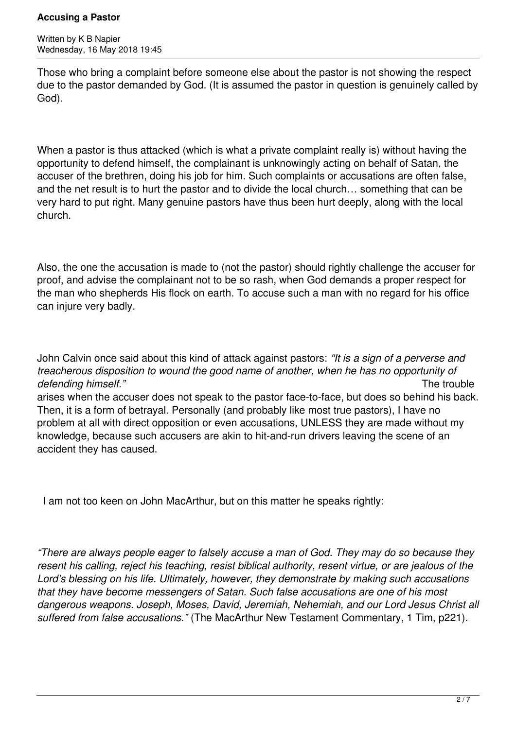Those who bring a complaint before someone else about the pastor is not showing the respect due to the pastor demanded by God. (It is assumed the pastor in question is genuinely called by God).

When a pastor is thus attacked (which is what a private complaint really is) without having the opportunity to defend himself, the complainant is unknowingly acting on behalf of Satan, the accuser of the brethren, doing his job for him. Such complaints or accusations are often false, and the net result is to hurt the pastor and to divide the local church… something that can be very hard to put right. Many genuine pastors have thus been hurt deeply, along with the local church.

Also, the one the accusation is made to (not the pastor) should rightly challenge the accuser for proof, and advise the complainant not to be so rash, when God demands a proper respect for the man who shepherds His flock on earth. To accuse such a man with no regard for his office can injure very badly.

John Calvin once said about this kind of attack against pastors: *"It is a sign of a perverse and treacherous disposition to wound the good name of another, when he has no opportunity of defending himself."* The trouble arises when the accuser does not speak to the pastor face-to-face, but does so behind his back. Then, it is a form of betrayal. Personally (and probably like most true pastors), I have no problem at all with direct opposition or even accusations, UNLESS they are made without my knowledge, because such accusers are akin to hit-and-run drivers leaving the scene of an accident they has caused.

I am not too keen on John MacArthur, but on this matter he speaks rightly:

*"There are always people eager to falsely accuse a man of God. They may do so because they resent his calling, reject his teaching, resist biblical authority, resent virtue, or are jealous of the Lord's blessing on his life. Ultimately, however, they demonstrate by making such accusations that they have become messengers of Satan. Such false accusations are one of his most dangerous weapons. Joseph, Moses, David, Jeremiah, Nehemiah, and our Lord Jesus Christ all suffered from false accusations."* (The MacArthur New Testament Commentary, 1 Tim, p221).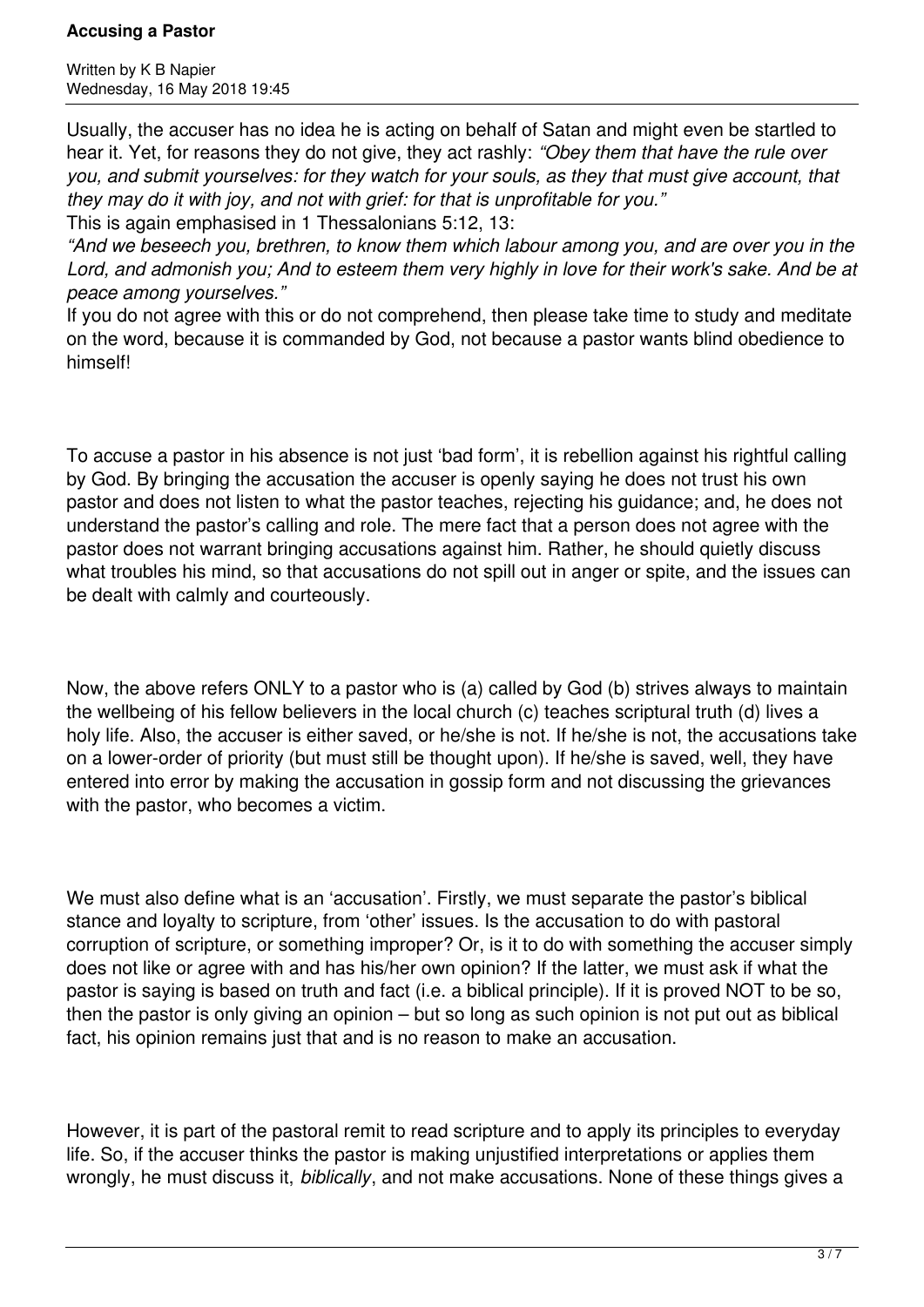Usually, the accuser has no idea he is acting on behalf of Satan and might even be startled to hear it. Yet, for reasons they do not give, they act rashly: *"Obey them that have the rule over you, and submit yourselves: for they watch for your souls, as they that must give account, that they may do it with joy, and not with grief: for that is unprofitable for you."*

This is again emphasised in 1 Thessalonians 5:12, 13:

*"And we beseech you, brethren, to know them which labour among you, and are over you in the Lord, and admonish you; And to esteem them very highly in love for their work's sake. And be at peace among yourselves."*

If you do not agree with this or do not comprehend, then please take time to study and meditate on the word, because it is commanded by God, not because a pastor wants blind obedience to himself!

To accuse a pastor in his absence is not just 'bad form', it is rebellion against his rightful calling by God. By bringing the accusation the accuser is openly saying he does not trust his own pastor and does not listen to what the pastor teaches, rejecting his guidance; and, he does not understand the pastor's calling and role. The mere fact that a person does not agree with the pastor does not warrant bringing accusations against him. Rather, he should quietly discuss what troubles his mind, so that accusations do not spill out in anger or spite, and the issues can be dealt with calmly and courteously.

Now, the above refers ONLY to a pastor who is (a) called by God (b) strives always to maintain the wellbeing of his fellow believers in the local church (c) teaches scriptural truth (d) lives a holy life. Also, the accuser is either saved, or he/she is not. If he/she is not, the accusations take on a lower-order of priority (but must still be thought upon). If he/she is saved, well, they have entered into error by making the accusation in gossip form and not discussing the grievances with the pastor, who becomes a victim.

We must also define what is an 'accusation'. Firstly, we must separate the pastor's biblical stance and loyalty to scripture, from 'other' issues. Is the accusation to do with pastoral corruption of scripture, or something improper? Or, is it to do with something the accuser simply does not like or agree with and has his/her own opinion? If the latter, we must ask if what the pastor is saying is based on truth and fact (i.e. a biblical principle). If it is proved NOT to be so, then the pastor is only giving an opinion – but so long as such opinion is not put out as biblical fact, his opinion remains just that and is no reason to make an accusation.

However, it is part of the pastoral remit to read scripture and to apply its principles to everyday life. So, if the accuser thinks the pastor is making unjustified interpretations or applies them wrongly, he must discuss it, *biblically*, and not make accusations. None of these things gives a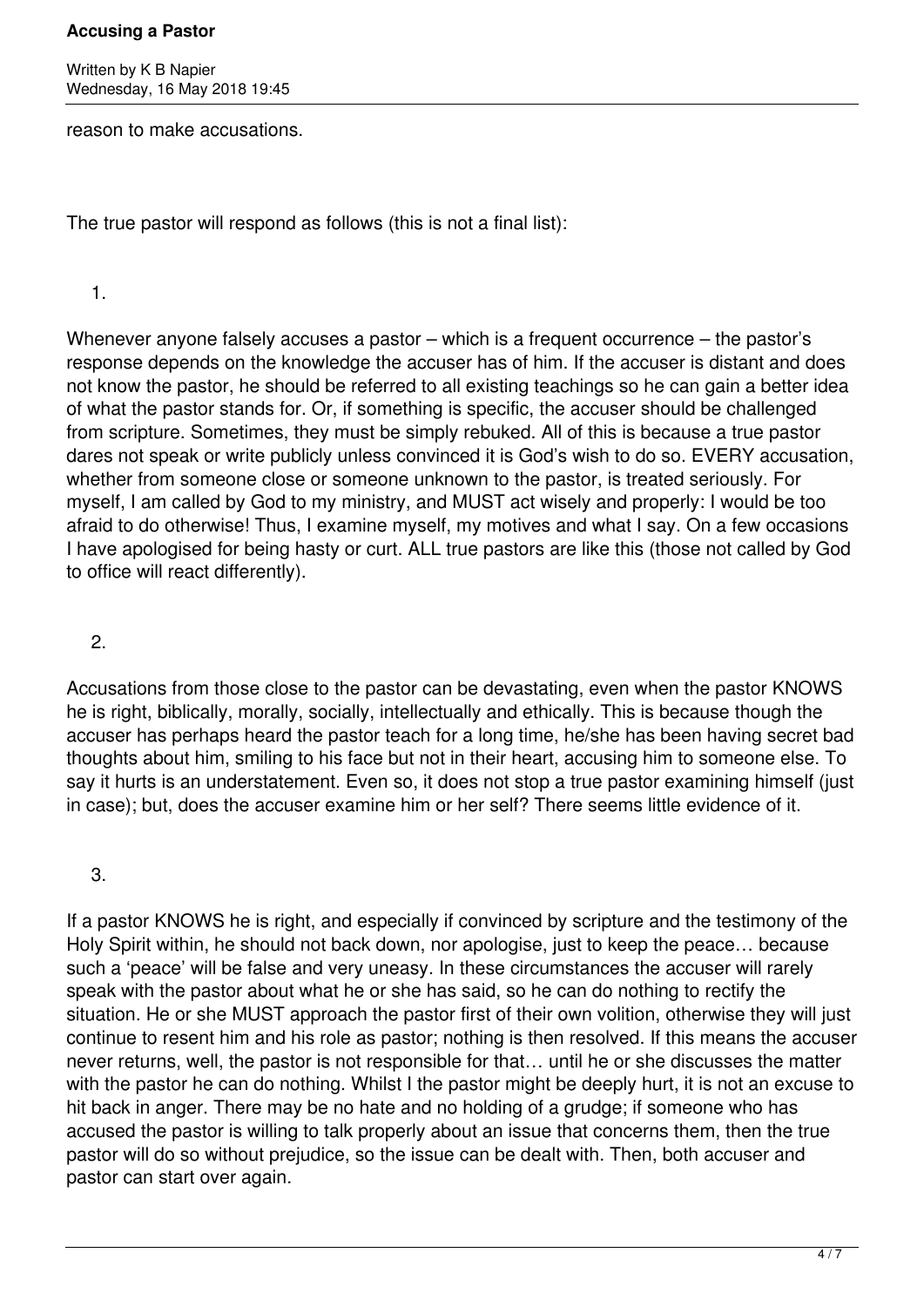reason to make accusations.

The true pastor will respond as follows (this is not a final list):

1. Whenever anyone falsely accuses a pastor – which is a frequent occurrence – the pastor's response depends on the knowledge the accuser has of him. If the accuser is distant and does not know the pastor, he should be referred to all existing teachings so he can gain a better idea of what the pastor stands for. Or, if something is specific, the accuser should be challenged from scripture. Sometimes, they must be simply rebuked. All of this is because a true pastor dares not speak or write publicly unless convinced it is God's wish to do so. EVERY accusation, whether from someone close or someone unknown to the pastor, is treated seriously. For myself, I am called by God to my ministry, and MUST act wisely and properly: I would be too afraid to do otherwise! Thus, I examine myself, my motives and what I say. On a few occasions I have apologised for being hasty or curt. ALL true pastors are like this (those not called by God to office will react differently).

2. Accusations from those close to the pastor can be devastating, even when the pastor KNOWS he is right, biblically, morally, socially, intellectually and ethically. This is because though the accuser has perhaps heard the pastor teach for a long time, he/she has been having secret bad thoughts about him, smiling to his face but not in their heart, accusing him to someone else. To say it hurts is an understatement. Even so, it does not stop a true pastor examining himself (just in case); but, does the accuser examine him or her self? There seems little evidence of it.

3. If a pastor KNOWS he is right, and especially if convinced by scripture and the testimony of the Holy Spirit within, he should not back down, nor apologise, just to keep the peace… because such a 'peace' will be false and very uneasy. In these circumstances the accuser will rarely speak with the pastor about what he or she has said, so he can do nothing to rectify the situation. He or she MUST approach the pastor first of their own volition, otherwise they will just continue to resent him and his role as pastor; nothing is then resolved. If this means the accuser never returns, well, the pastor is not responsible for that… until he or she discusses the matter with the pastor he can do nothing. Whilst I the pastor might be deeply hurt, it is not an excuse to hit back in anger. There may be no hate and no holding of a grudge; if someone who has accused the pastor is willing to talk properly about an issue that concerns them, then the true pastor will do so without prejudice, so the issue can be dealt with. Then, both accuser and pastor can start over again.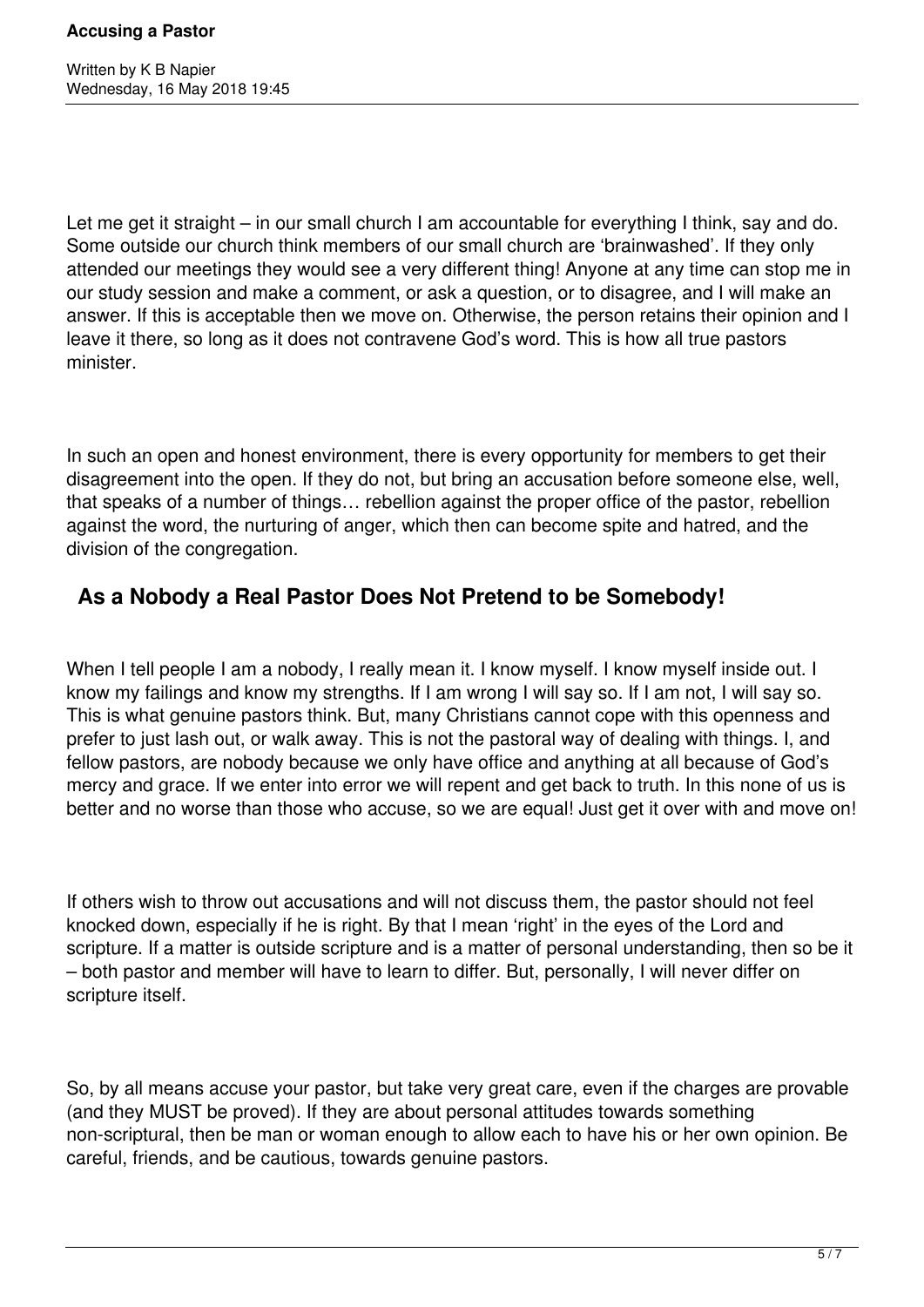Let me get it straight – in our small church I am accountable for everything I think, say and do. Some outside our church think members of our small church are 'brainwashed'. If they only attended our meetings they would see a very different thing! Anyone at any time can stop me in our study session and make a comment, or ask a question, or to disagree, and I will make an answer. If this is acceptable then we move on. Otherwise, the person retains their opinion and I leave it there, so long as it does not contravene God's word. This is how all true pastors minister.

In such an open and honest environment, there is every opportunity for members to get their disagreement into the open. If they do not, but bring an accusation before someone else, well, that speaks of a number of things… rebellion against the proper office of the pastor, rebellion against the word, the nurturing of anger, which then can become spite and hatred, and the division of the congregation.

## As a Nobody a Real Pastor Does Not Pretend to be Somebody!

When I tell people I am a nobody, I really mean it. I know myself. I know myself inside out. I know my failings and know my strengths. If I am wrong I will say so. If I am not, I will say so. This is what genuine pastors think. But, many Christians cannot cope with this openness and prefer to just lash out, or walk away. This is not the pastoral way of dealing with things. I, and fellow pastors, are nobody because we only have office and anything at all because of God's mercy and grace. If we enter into error we will repent and get back to truth. In this none of us is better and no worse than those who accuse, so we are equal! Just get it over with and move on!

If others wish to throw out accusations and will not discuss them, the pastor should not feel knocked down, especially if he is right. By that I mean 'right' in the eyes of the Lord and scripture. If a matter is outside scripture and is a matter of personal understanding, then so be it – both pastor and member will have to learn to differ. But, personally, I will never differ on scripture itself.

So, by all means accuse your pastor, but take very great care, even if the charges are provable (and they MUST be proved). If they are about personal attitudes towards something non-scriptural, then be man or woman enough to allow each to have his or her own opinion. Be careful, friends, and be cautious, towards genuine pastors.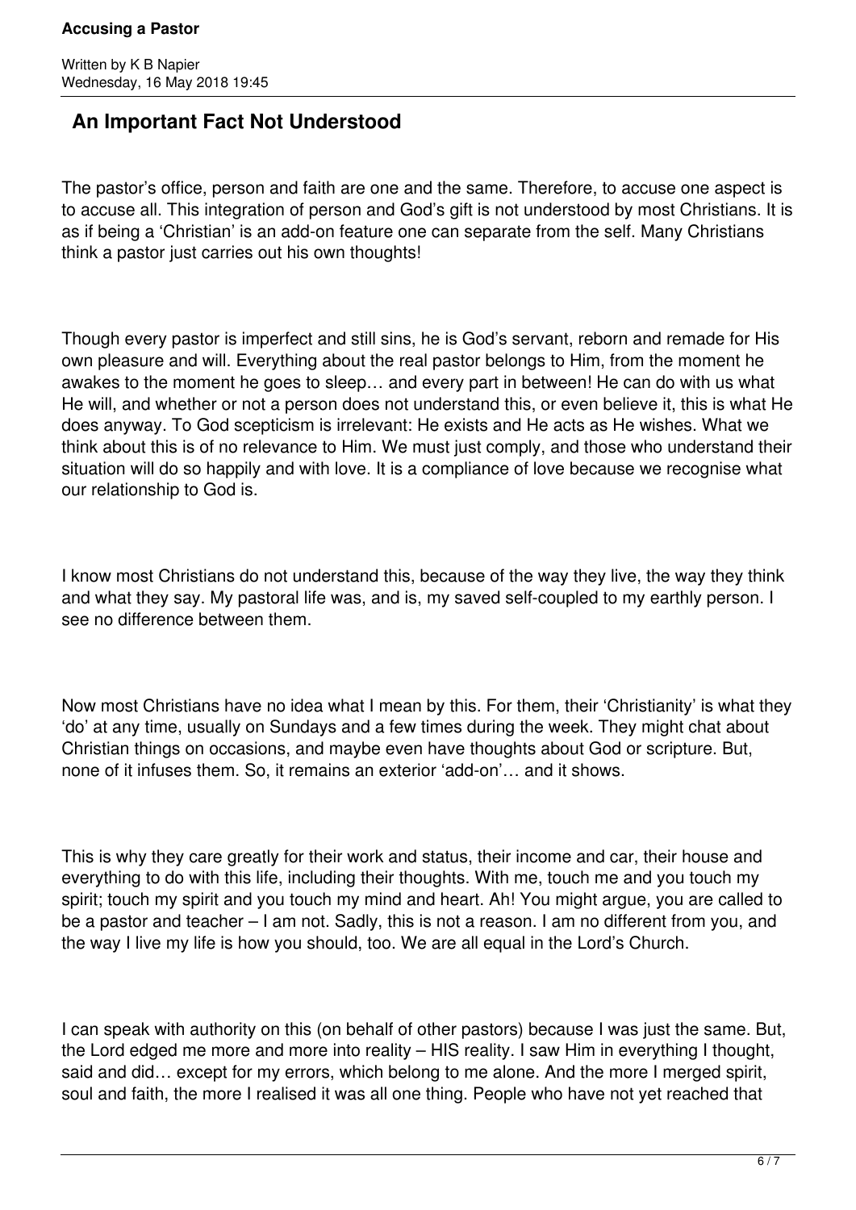## An Important Fact Not Understood

The pastor's office, person and faith are one and the same. Therefore, to accuse one aspect is to accuse all. This integration of person and God's gift is not understood by most Christians. It is as if being a 'Christian' is an add-on feature one can separate from the self. Many Christians think a pastor just carries out his own thoughts!

Though every pastor is imperfect and still sins, he is God's servant, reborn and remade for His own pleasure and will. Everything about the real pastor belongs to Him, from the moment he awakes to the moment he goes to sleep… and every part in between! He can do with us what He will, and whether or not a person does not understand this, or even believe it, this is what He does anyway. To God scepticism is irrelevant: He exists and He acts as He wishes. What we think about this is of no relevance to Him. We must just comply, and those who understand their situation will do so happily and with love. It is a compliance of love because we recognise what our relationship to God is.

I know most Christians do not understand this, because of the way they live, the way they think and what they say. My pastoral life was, and is, my saved self-coupled to my earthly person. I see no difference between them.

Now most Christians have no idea what I mean by this. For them, their 'Christianity' is what they 'do' at any time, usually on Sundays and a few times during the week. They might chat about Christian things on occasions, and maybe even have thoughts about God or scripture. But, none of it infuses them. So, it remains an exterior 'add-on'… and it shows.

This is why they care greatly for their work and status, their income and car, their house and everything to do with this life, including their thoughts. With me, touch me and you touch my spirit; touch my spirit and you touch my mind and heart. Ah! You might argue, you are called to be a pastor and teacher – I am not. Sadly, this is not a reason. I am no different from you, and the way I live my life is how you should, too. We are all equal in the Lord's Church.

I can speak with authority on this (on behalf of other pastors) because I was just the same. But, the Lord edged me more and more into reality – HIS reality. I saw Him in everything I thought, said and did… except for my errors, which belong to me alone. And the more I merged spirit, soul and faith, the more I realised it was all one thing. People who have not yet reached that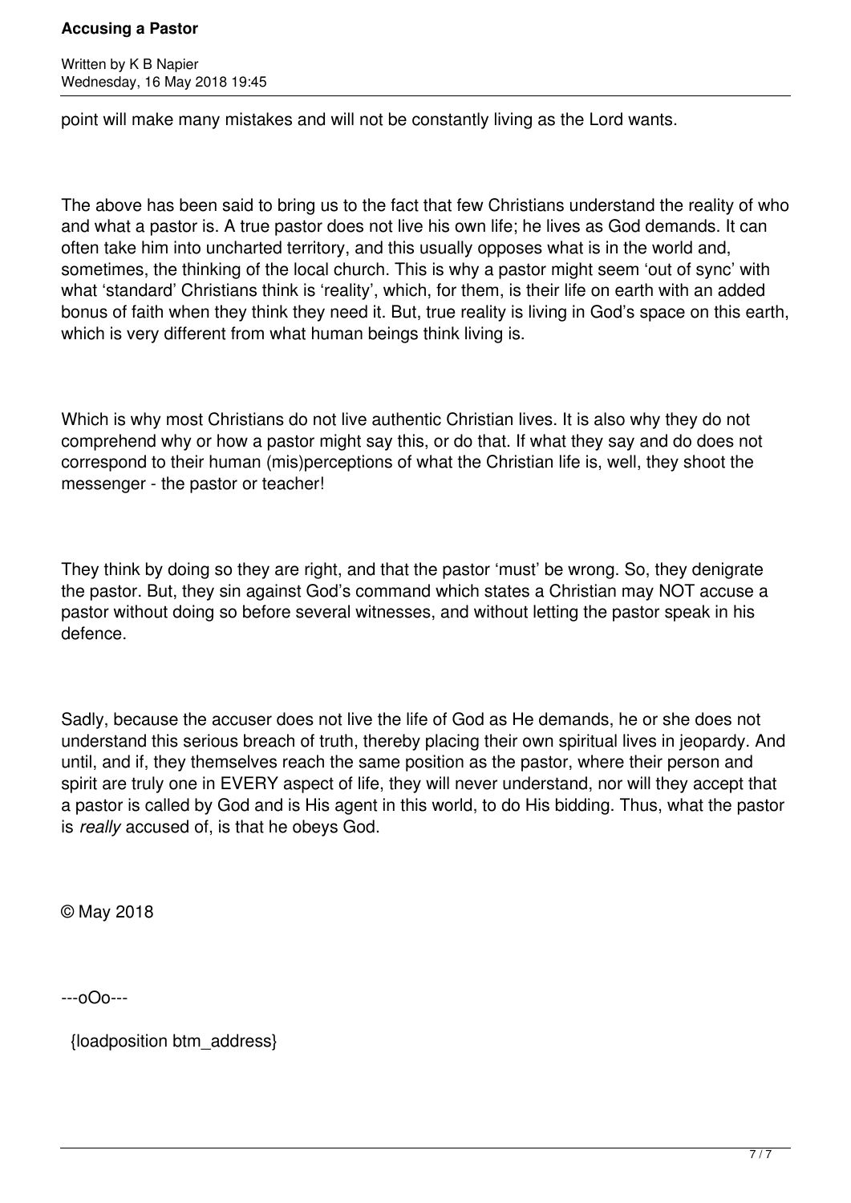point will make many mistakes and will not be constantly living as the Lord wants.

The above has been said to bring us to the fact that few Christians understand the reality of who and what a pastor is. A true pastor does not live his own life; he lives as God demands. It can often take him into uncharted territory, and this usually opposes what is in the world and, sometimes, the thinking of the local church. This is why a pastor might seem 'out of sync' with what 'standard' Christians think is 'reality', which, for them, is their life on earth with an added bonus of faith when they think they need it. But, true reality is living in God's space on this earth, which is very different from what human beings think living is.

Which is why most Christians do not live authentic Christian lives. It is also why they do not comprehend why or how a pastor might say this, or do that. If what they say and do does not correspond to their human (mis)perceptions of what the Christian life is, well, they shoot the messenger - the pastor or teacher!

They think by doing so they are right, and that the pastor 'must' be wrong. So, they denigrate the pastor. But, they sin against God's command which states a Christian may NOT accuse a pastor without doing so before several witnesses, and without letting the pastor speak in his defence.

Sadly, because the accuser does not live the life of God as He demands, he or she does not understand this serious breach of truth, thereby placing their own spiritual lives in jeopardy. And until, and if, they themselves reach the same position as the pastor, where their person and spirit are truly one in EVERY aspect of life, they will never understand, nor will they accept that a pastor is called by God and is His agent in this world, to do His bidding. Thus, what the pastor is *really* accused of, is that he obeys God.

© May 2018

---oOo---

{loadposition btm_address}